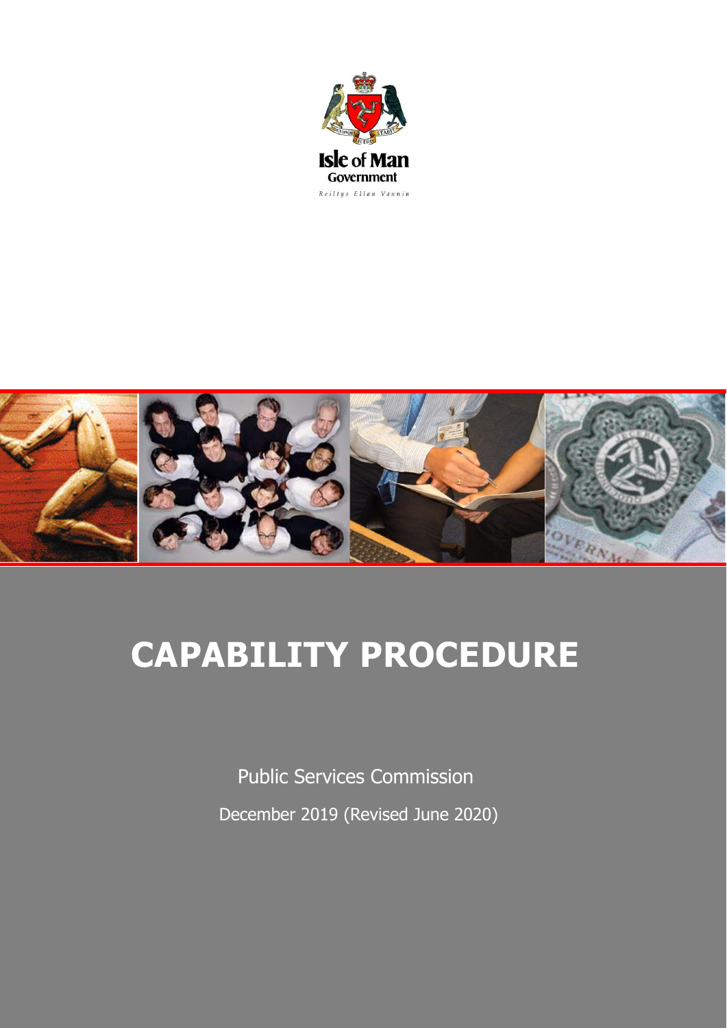Isle of Man Government

Reiltys Ellan Vannin

# CAPABILITY PROCEDURE

Public Services Commission

December 2019 (Revised June 2020)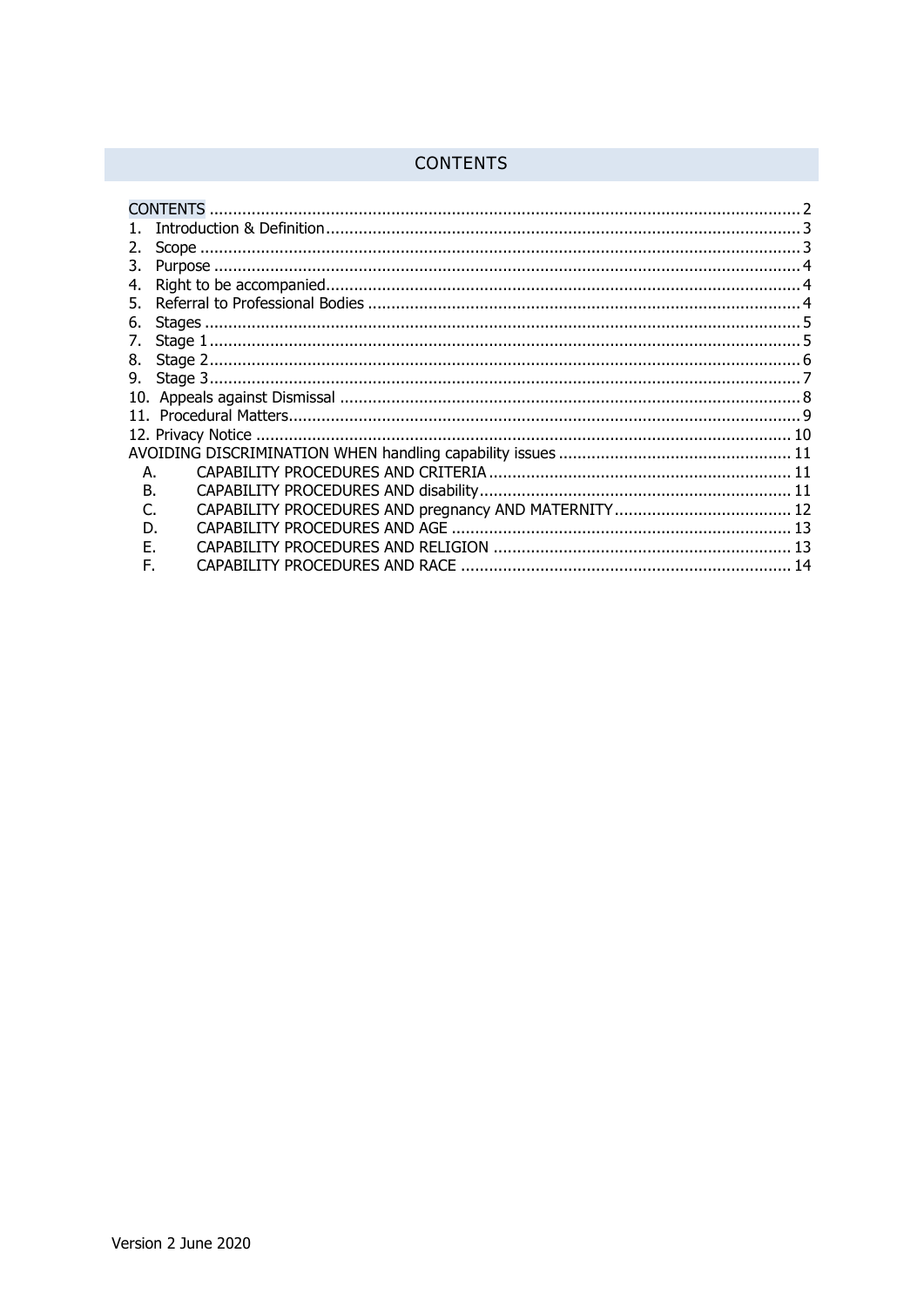# CONTENTS

CONTENTS .......... 2
1. Introduction & Definition .......... 3
2. Scope .......... 3
3. Purpose .......... 4
4. Right to be accompanied .......... 4
5. Referral to Professional Bodies .......... 4
6. Stages .......... 5
7. Stage 1 .......... 5
8. Stage 2 .......... 6
9. Stage 3 .......... 7
10. Appeals against Dismissal .......... 8
11. Procedural Matters .......... 9
12. Privacy Notice .......... 10
AVOIDING DISCRIMINATION WHEN handling capability issues .......... 11
A. CAPABILITY PROCEDURES AND CRITERIA .......... 11
B. CAPABILITY PROCEDURES AND disability .......... 11
C. CAPABILITY PROCEDURES AND pregnancy AND MATERNITY .......... 12
D. CAPABILITY PROCEDURES AND AGE .......... 13
E. CAPABILITY PROCEDURES AND RELIGION .......... 13
F. CAPABILITY PROCEDURES AND RACE .......... 14

Version 2 June 2020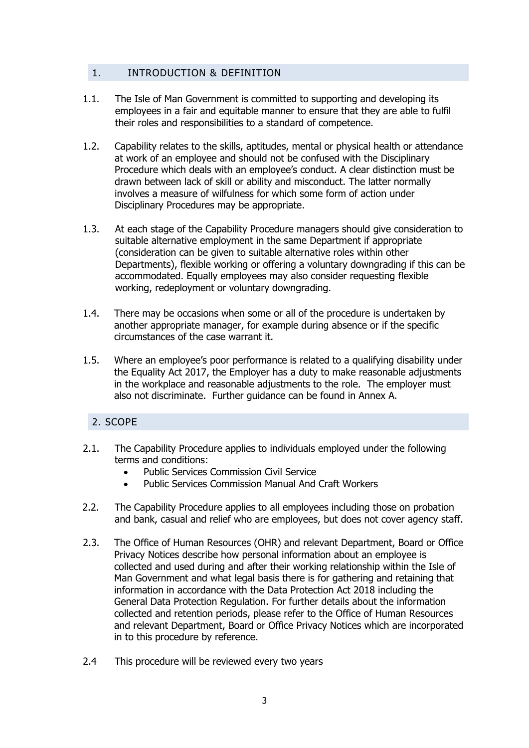## 1. INTRODUCTION & DEFINITION

1.1. The Isle of Man Government is committed to supporting and developing its employees in a fair and equitable manner to ensure that they are able to fulfil their roles and responsibilities to a standard of competence.

1.2. Capability relates to the skills, aptitudes, mental or physical health or attendance at work of an employee and should not be confused with the Disciplinary Procedure which deals with an employee's conduct. A clear distinction must be drawn between lack of skill or ability and misconduct. The latter normally involves a measure of wilfulness for which some form of action under Disciplinary Procedures may be appropriate.

1.3. At each stage of the Capability Procedure managers should give consideration to suitable alternative employment in the same Department if appropriate (consideration can be given to suitable alternative roles within other Departments), flexible working or offering a voluntary downgrading if this can be accommodated. Equally employees may also consider requesting flexible working, redeployment or voluntary downgrading.

1.4. There may be occasions when some or all of the procedure is undertaken by another appropriate manager, for example during absence or if the specific circumstances of the case warrant it.

1.5. Where an employee's poor performance is related to a qualifying disability under the Equality Act 2017, the Employer has a duty to make reasonable adjustments in the workplace and reasonable adjustments to the role. The employer must also not discriminate. Further guidance can be found in Annex A.

## 2. SCOPE

2.1. The Capability Procedure applies to individuals employed under the following terms and conditions:

- Public Services Commission Civil Service
- Public Services Commission Manual And Craft Workers

2.2. The Capability Procedure applies to all employees including those on probation and bank, casual and relief who are employees, but does not cover agency staff.

2.3. The Office of Human Resources (OHR) and relevant Department, Board or Office Privacy Notices describe how personal information about an employee is collected and used during and after their working relationship within the Isle of Man Government and what legal basis there is for gathering and retaining that information in accordance with the Data Protection Act 2018 including the General Data Protection Regulation. For further details about the information collected and retention periods, please refer to the Office of Human Resources and relevant Department, Board or Office Privacy Notices which are incorporated in to this procedure by reference.

2.4 This procedure will be reviewed every two years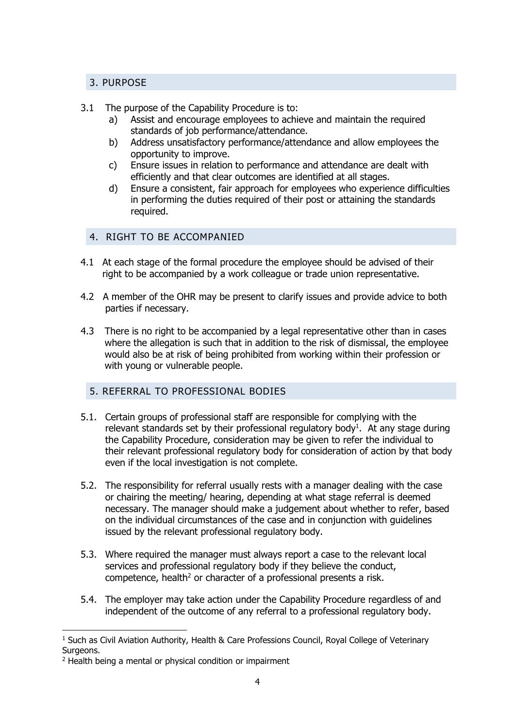## 3. PURPOSE

3.1 The purpose of the Capability Procedure is to:

a) Assist and encourage employees to achieve and maintain the required standards of job performance/attendance.
b) Address unsatisfactory performance/attendance and allow employees the opportunity to improve.
c) Ensure issues in relation to performance and attendance are dealt with efficiently and that clear outcomes are identified at all stages.
d) Ensure a consistent, fair approach for employees who experience difficulties in performing the duties required of their post or attaining the standards required.

## 4. RIGHT TO BE ACCOMPANIED

4.1 At each stage of the formal procedure the employee should be advised of their right to be accompanied by a work colleague or trade union representative.

4.2 A member of the OHR may be present to clarify issues and provide advice to both parties if necessary.

4.3 There is no right to be accompanied by a legal representative other than in cases where the allegation is such that in addition to the risk of dismissal, the employee would also be at risk of being prohibited from working within their profession or with young or vulnerable people.

## 5. REFERRAL TO PROFESSIONAL BODIES

5.1. Certain groups of professional staff are responsible for complying with the relevant standards set by their professional regulatory body[1]. At any stage during the Capability Procedure, consideration may be given to refer the individual to their relevant professional regulatory body for consideration of action by that body even if the local investigation is not complete.

5.2. The responsibility for referral usually rests with a manager dealing with the case or chairing the meeting/ hearing, depending at what stage referral is deemed necessary. The manager should make a judgement about whether to refer, based on the individual circumstances of the case and in conjunction with guidelines issued by the relevant professional regulatory body.

5.3. Where required the manager must always report a case to the relevant local services and professional regulatory body if they believe the conduct, competence, health[2] or character of a professional presents a risk.

5.4. The employer may take action under the Capability Procedure regardless of and independent of the outcome of any referral to a professional regulatory body.

[1] Such as Civil Aviation Authority, Health & Care Professions Council, Royal College of Veterinary Surgeons.

[2] Health being a mental or physical condition or impairment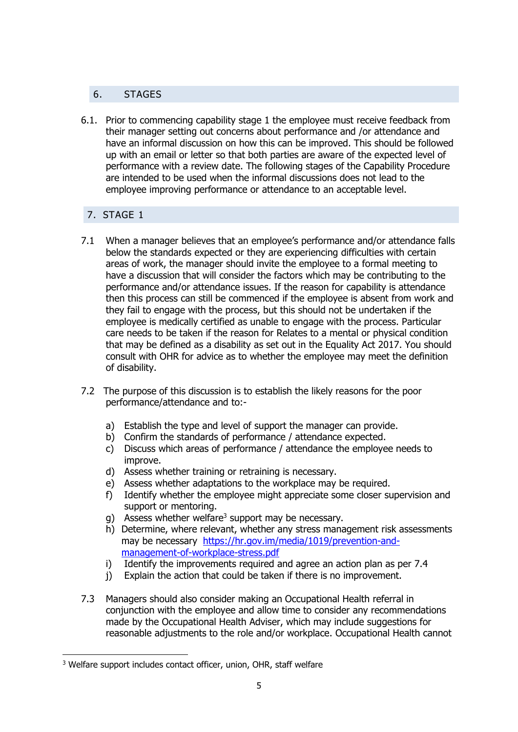## 6. STAGES

6.1. Prior to commencing capability stage 1 the employee must receive feedback from their manager setting out concerns about performance and /or attendance and have an informal discussion on how this can be improved. This should be followed up with an email or letter so that both parties are aware of the expected level of performance with a review date. The following stages of the Capability Procedure are intended to be used when the informal discussions does not lead to the employee improving performance or attendance to an acceptable level.

## 7. STAGE 1

7.1 When a manager believes that an employee's performance and/or attendance falls below the standards expected or they are experiencing difficulties with certain areas of work, the manager should invite the employee to a formal meeting to have a discussion that will consider the factors which may be contributing to the performance and/or attendance issues. If the reason for capability is attendance then this process can still be commenced if the employee is absent from work and they fail to engage with the process, but this should not be undertaken if the employee is medically certified as unable to engage with the process. Particular care needs to be taken if the reason for Relates to a mental or physical condition that may be defined as a disability as set out in the Equality Act 2017. You should consult with OHR for advice as to whether the employee may meet the definition of disability.

7.2 The purpose of this discussion is to establish the likely reasons for the poor performance/attendance and to:-

a) Establish the type and level of support the manager can provide.
b) Confirm the standards of performance / attendance expected.
c) Discuss which areas of performance / attendance the employee needs to improve.
d) Assess whether training or retraining is necessary.
e) Assess whether adaptations to the workplace may be required.
f) Identify whether the employee might appreciate some closer supervision and support or mentoring.
g) Assess whether welfare[3] support may be necessary.
h) Determine, where relevant, whether any stress management risk assessments may be necessary [https://hr.gov.im/media/1019/prevention-and-management-of-workplace-stress.pdf](https://hr.gov.im/media/1019/prevention-and-management-of-workplace-stress.pdf)
i) Identify the improvements required and agree an action plan as per 7.4
j) Explain the action that could be taken if there is no improvement.

7.3 Managers should also consider making an Occupational Health referral in conjunction with the employee and allow time to consider any recommendations made by the Occupational Health Adviser, which may include suggestions for reasonable adjustments to the role and/or workplace. Occupational Health cannot

[3] Welfare support includes contact officer, union, OHR, staff welfare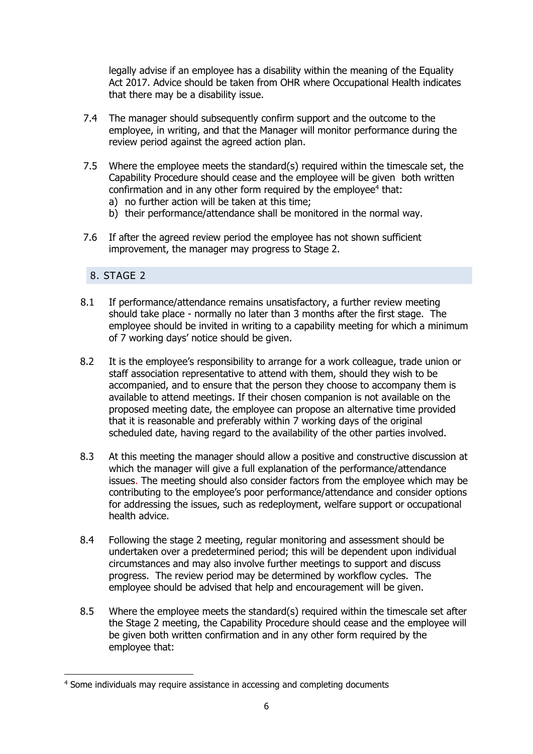legally advise if an employee has a disability within the meaning of the Equality Act 2017. Advice should be taken from OHR where Occupational Health indicates that there may be a disability issue.

7.4 The manager should subsequently confirm support and the outcome to the employee, in writing, and that the Manager will monitor performance during the review period against the agreed action plan.

7.5 Where the employee meets the standard(s) required within the timescale set, the Capability Procedure should cease and the employee will be given both written confirmation and in any other form required by the employee[4] that:

a) no further action will be taken at this time;
b) their performance/attendance shall be monitored in the normal way.

7.6 If after the agreed review period the employee has not shown sufficient improvement, the manager may progress to Stage 2.

## 8. STAGE 2

8.1 If performance/attendance remains unsatisfactory, a further review meeting should take place - normally no later than 3 months after the first stage. The employee should be invited in writing to a capability meeting for which a minimum of 7 working days' notice should be given.

8.2 It is the employee's responsibility to arrange for a work colleague, trade union or staff association representative to attend with them, should they wish to be accompanied, and to ensure that the person they choose to accompany them is available to attend meetings. If their chosen companion is not available on the proposed meeting date, the employee can propose an alternative time provided that it is reasonable and preferably within 7 working days of the original scheduled date, having regard to the availability of the other parties involved.

8.3 At this meeting the manager should allow a positive and constructive discussion at which the manager will give a full explanation of the performance/attendance issues. The meeting should also consider factors from the employee which may be contributing to the employee's poor performance/attendance and consider options for addressing the issues, such as redeployment, welfare support or occupational health advice.

8.4 Following the stage 2 meeting, regular monitoring and assessment should be undertaken over a predetermined period; this will be dependent upon individual circumstances and may also involve further meetings to support and discuss progress. The review period may be determined by workflow cycles. The employee should be advised that help and encouragement will be given.

8.5 Where the employee meets the standard(s) required within the timescale set after the Stage 2 meeting, the Capability Procedure should cease and the employee will be given both written confirmation and in any other form required by the employee that:

---

[4] Some individuals may require assistance in accessing and completing documents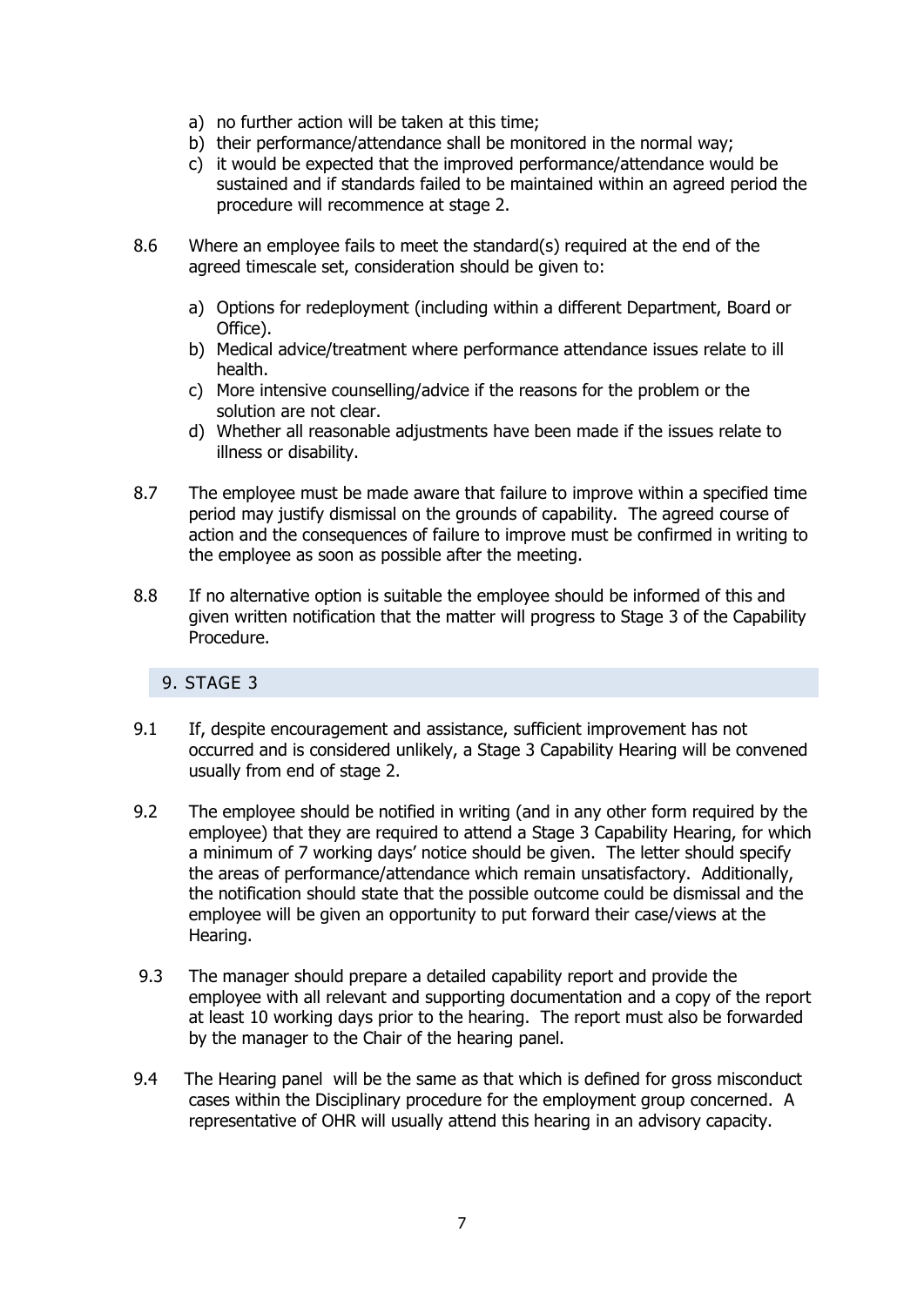a) no further action will be taken at this time;
b) their performance/attendance shall be monitored in the normal way;
c) it would be expected that the improved performance/attendance would be sustained and if standards failed to be maintained within an agreed period the procedure will recommence at stage 2.

8.6 Where an employee fails to meet the standard(s) required at the end of the agreed timescale set, consideration should be given to:

a) Options for redeployment (including within a different Department, Board or Office).
b) Medical advice/treatment where performance attendance issues relate to ill health.
c) More intensive counselling/advice if the reasons for the problem or the solution are not clear.
d) Whether all reasonable adjustments have been made if the issues relate to illness or disability.

8.7 The employee must be made aware that failure to improve within a specified time period may justify dismissal on the grounds of capability. The agreed course of action and the consequences of failure to improve must be confirmed in writing to the employee as soon as possible after the meeting.

8.8 If no alternative option is suitable the employee should be informed of this and given written notification that the matter will progress to Stage 3 of the Capability Procedure.

## 9. STAGE 3

9.1 If, despite encouragement and assistance, sufficient improvement has not occurred and is considered unlikely, a Stage 3 Capability Hearing will be convened usually from end of stage 2.

9.2 The employee should be notified in writing (and in any other form required by the employee) that they are required to attend a Stage 3 Capability Hearing, for which a minimum of 7 working days' notice should be given. The letter should specify the areas of performance/attendance which remain unsatisfactory. Additionally, the notification should state that the possible outcome could be dismissal and the employee will be given an opportunity to put forward their case/views at the Hearing.

9.3 The manager should prepare a detailed capability report and provide the employee with all relevant and supporting documentation and a copy of the report at least 10 working days prior to the hearing. The report must also be forwarded by the manager to the Chair of the hearing panel.

9.4 The Hearing panel will be the same as that which is defined for gross misconduct cases within the Disciplinary procedure for the employment group concerned. A representative of OHR will usually attend this hearing in an advisory capacity.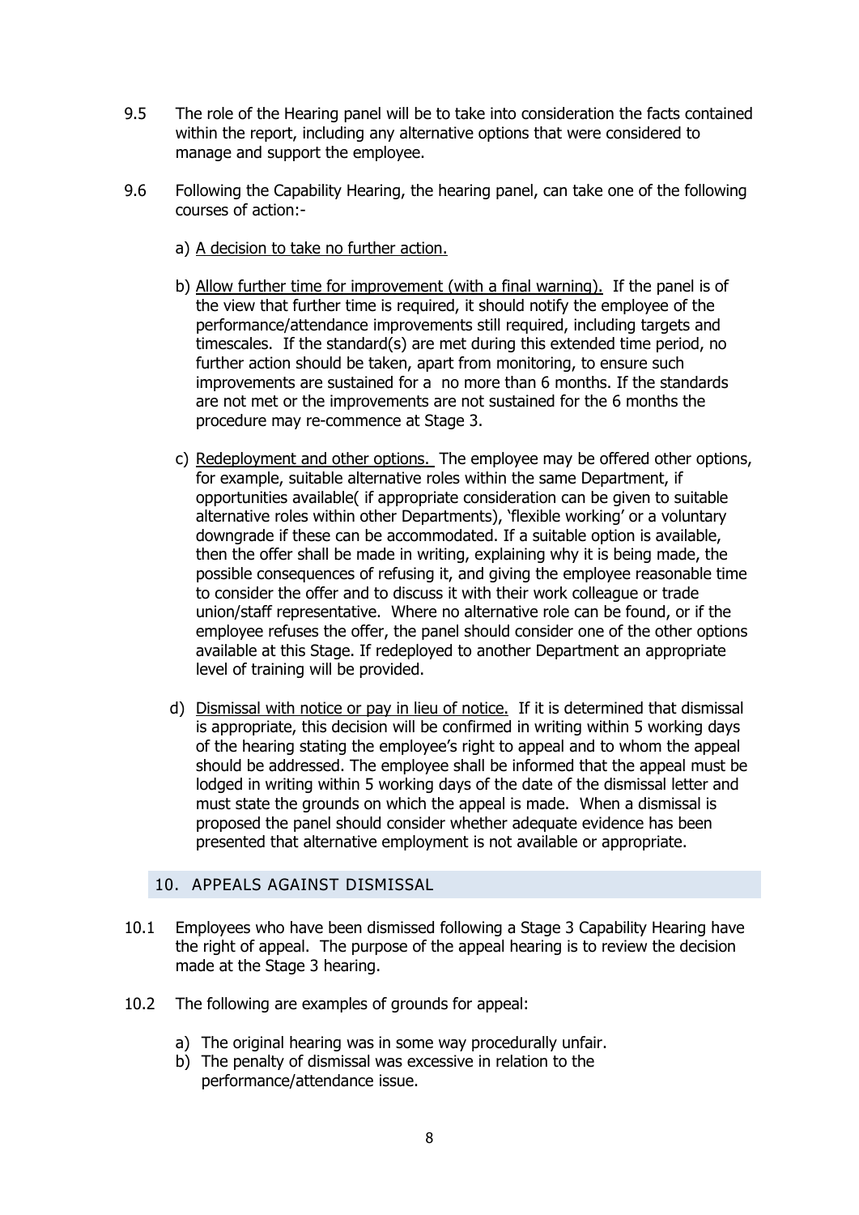9.5 The role of the Hearing panel will be to take into consideration the facts contained within the report, including any alternative options that were considered to manage and support the employee.

9.6 Following the Capability Hearing, the hearing panel, can take one of the following courses of action:-

a) <u>A decision to take no further action.</u>

b) <u>Allow further time for improvement (with a final warning).</u> If the panel is of the view that further time is required, it should notify the employee of the performance/attendance improvements still required, including targets and timescales. If the standard(s) are met during this extended time period, no further action should be taken, apart from monitoring, to ensure such improvements are sustained for a no more than 6 months. If the standards are not met or the improvements are not sustained for the 6 months the procedure may re-commence at Stage 3.

c) <u>Redeployment and other options.</u> The employee may be offered other options, for example, suitable alternative roles within the same Department, if opportunities available( if appropriate consideration can be given to suitable alternative roles within other Departments), 'flexible working' or a voluntary downgrade if these can be accommodated. If a suitable option is available, then the offer shall be made in writing, explaining why it is being made, the possible consequences of refusing it, and giving the employee reasonable time to consider the offer and to discuss it with their work colleague or trade union/staff representative. Where no alternative role can be found, or if the employee refuses the offer, the panel should consider one of the other options available at this Stage. If redeployed to another Department an appropriate level of training will be provided.

d) <u>Dismissal with notice or pay in lieu of notice.</u> If it is determined that dismissal is appropriate, this decision will be confirmed in writing within 5 working days of the hearing stating the employee's right to appeal and to whom the appeal should be addressed. The employee shall be informed that the appeal must be lodged in writing within 5 working days of the date of the dismissal letter and must state the grounds on which the appeal is made. When a dismissal is proposed the panel should consider whether adequate evidence has been presented that alternative employment is not available or appropriate.

## 10. APPEALS AGAINST DISMISSAL

10.1 Employees who have been dismissed following a Stage 3 Capability Hearing have the right of appeal. The purpose of the appeal hearing is to review the decision made at the Stage 3 hearing.

10.2 The following are examples of grounds for appeal:

a) The original hearing was in some way procedurally unfair.
b) The penalty of dismissal was excessive in relation to the performance/attendance issue.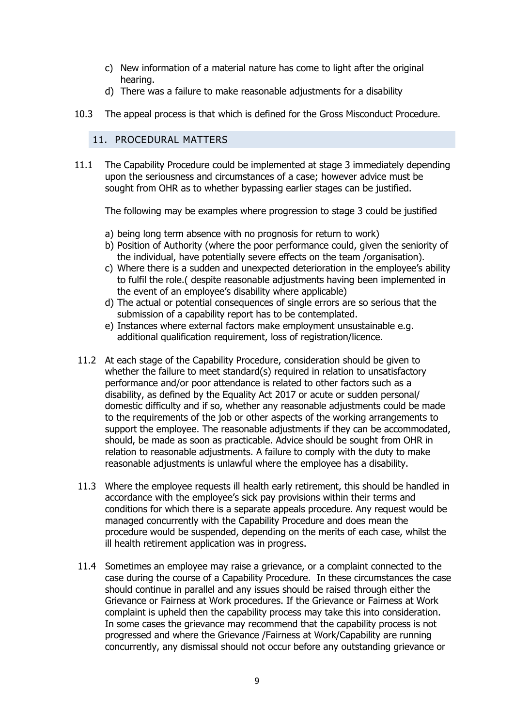c) New information of a material nature has come to light after the original hearing.
d) There was a failure to make reasonable adjustments for a disability

10.3 The appeal process is that which is defined for the Gross Misconduct Procedure.

## 11. PROCEDURAL MATTERS

11.1 The Capability Procedure could be implemented at stage 3 immediately depending upon the seriousness and circumstances of a case; however advice must be sought from OHR as to whether bypassing earlier stages can be justified.

The following may be examples where progression to stage 3 could be justified

a) being long term absence with no prognosis for return to work)
b) Position of Authority (where the poor performance could, given the seniority of the individual, have potentially severe effects on the team /organisation).
c) Where there is a sudden and unexpected deterioration in the employee's ability to fulfil the role.( despite reasonable adjustments having been implemented in the event of an employee's disability where applicable)
d) The actual or potential consequences of single errors are so serious that the submission of a capability report has to be contemplated.
e) Instances where external factors make employment unsustainable e.g. additional qualification requirement, loss of registration/licence.

11.2 At each stage of the Capability Procedure, consideration should be given to whether the failure to meet standard(s) required in relation to unsatisfactory performance and/or poor attendance is related to other factors such as a disability, as defined by the Equality Act 2017 or acute or sudden personal/ domestic difficulty and if so, whether any reasonable adjustments could be made to the requirements of the job or other aspects of the working arrangements to support the employee. The reasonable adjustments if they can be accommodated, should, be made as soon as practicable. Advice should be sought from OHR in relation to reasonable adjustments. A failure to comply with the duty to make reasonable adjustments is unlawful where the employee has a disability.

11.3 Where the employee requests ill health early retirement, this should be handled in accordance with the employee's sick pay provisions within their terms and conditions for which there is a separate appeals procedure. Any request would be managed concurrently with the Capability Procedure and does mean the procedure would be suspended, depending on the merits of each case, whilst the ill health retirement application was in progress.

11.4 Sometimes an employee may raise a grievance, or a complaint connected to the case during the course of a Capability Procedure. In these circumstances the case should continue in parallel and any issues should be raised through either the Grievance or Fairness at Work procedures. If the Grievance or Fairness at Work complaint is upheld then the capability process may take this into consideration. In some cases the grievance may recommend that the capability process is not progressed and where the Grievance /Fairness at Work/Capability are running concurrently, any dismissal should not occur before any outstanding grievance or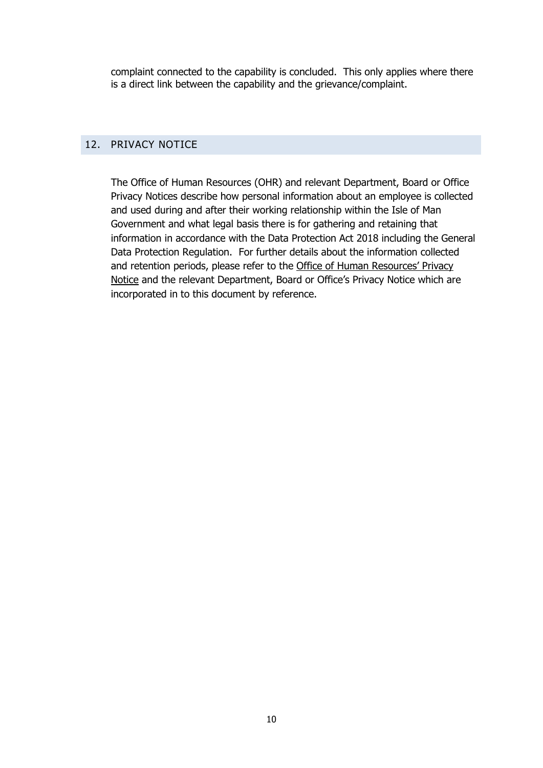complaint connected to the capability is concluded. This only applies where there is a direct link between the capability and the grievance/complaint.

## 12. PRIVACY NOTICE

The Office of Human Resources (OHR) and relevant Department, Board or Office Privacy Notices describe how personal information about an employee is collected and used during and after their working relationship within the Isle of Man Government and what legal basis there is for gathering and retaining that information in accordance with the Data Protection Act 2018 including the General Data Protection Regulation. For further details about the information collected and retention periods, please refer to the Office of Human Resources' Privacy Notice and the relevant Department, Board or Office's Privacy Notice which are incorporated in to this document by reference.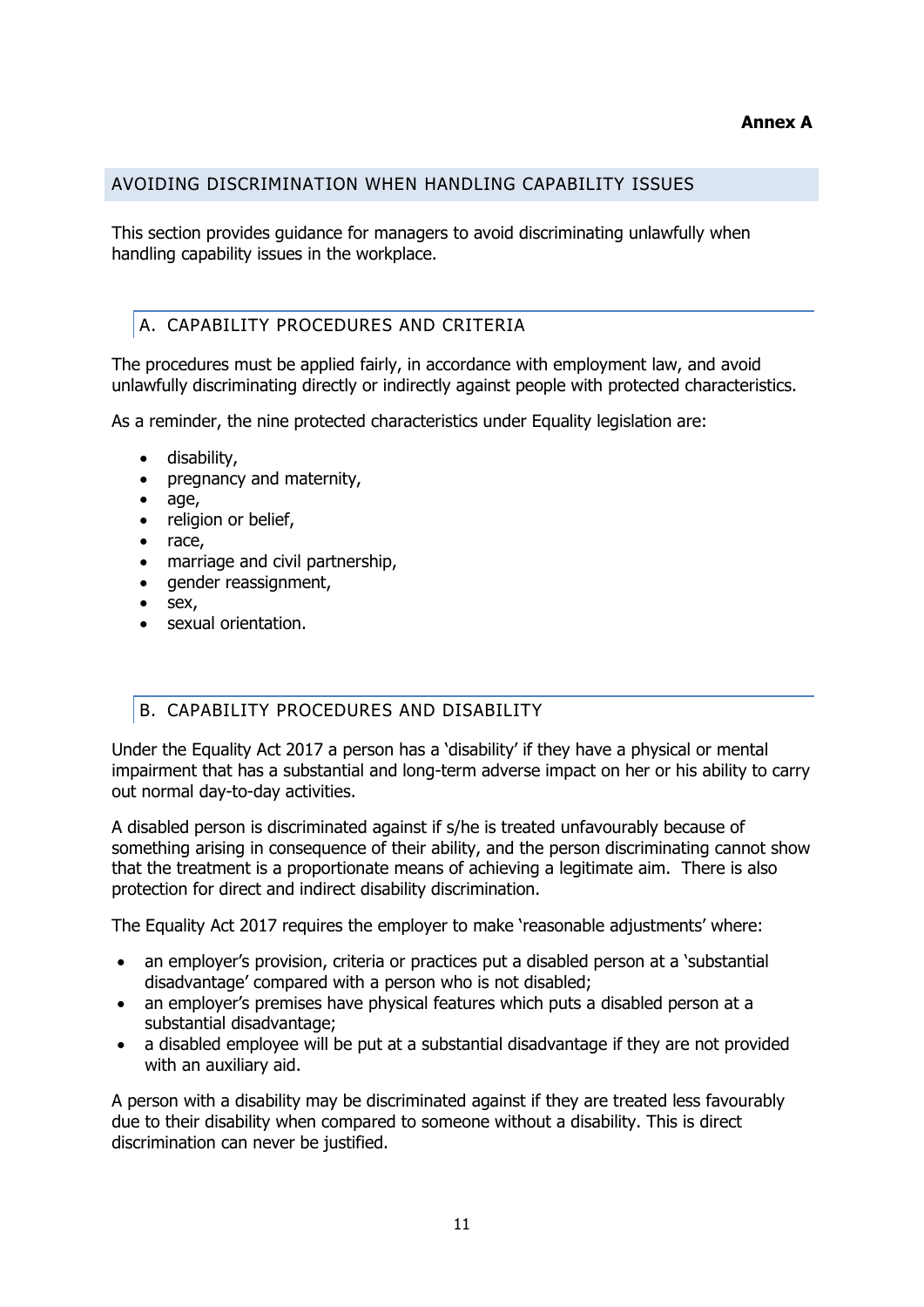**Annex A**

## AVOIDING DISCRIMINATION WHEN HANDLING CAPABILITY ISSUES

This section provides guidance for managers to avoid discriminating unlawfully when handling capability issues in the workplace.

### A. CAPABILITY PROCEDURES AND CRITERIA

The procedures must be applied fairly, in accordance with employment law, and avoid unlawfully discriminating directly or indirectly against people with protected characteristics.

As a reminder, the nine protected characteristics under Equality legislation are:

- disability,
- pregnancy and maternity,
- age,
- religion or belief,
- race,
- marriage and civil partnership,
- gender reassignment,
- sex,
- sexual orientation.

### B. CAPABILITY PROCEDURES AND DISABILITY

Under the Equality Act 2017 a person has a 'disability' if they have a physical or mental impairment that has a substantial and long-term adverse impact on her or his ability to carry out normal day-to-day activities.

A disabled person is discriminated against if s/he is treated unfavourably because of something arising in consequence of their ability, and the person discriminating cannot show that the treatment is a proportionate means of achieving a legitimate aim. There is also protection for direct and indirect disability discrimination.

The Equality Act 2017 requires the employer to make 'reasonable adjustments' where:

- an employer's provision, criteria or practices put a disabled person at a 'substantial disadvantage' compared with a person who is not disabled;
- an employer's premises have physical features which puts a disabled person at a substantial disadvantage;
- a disabled employee will be put at a substantial disadvantage if they are not provided with an auxiliary aid.

A person with a disability may be discriminated against if they are treated less favourably due to their disability when compared to someone without a disability. This is direct discrimination can never be justified.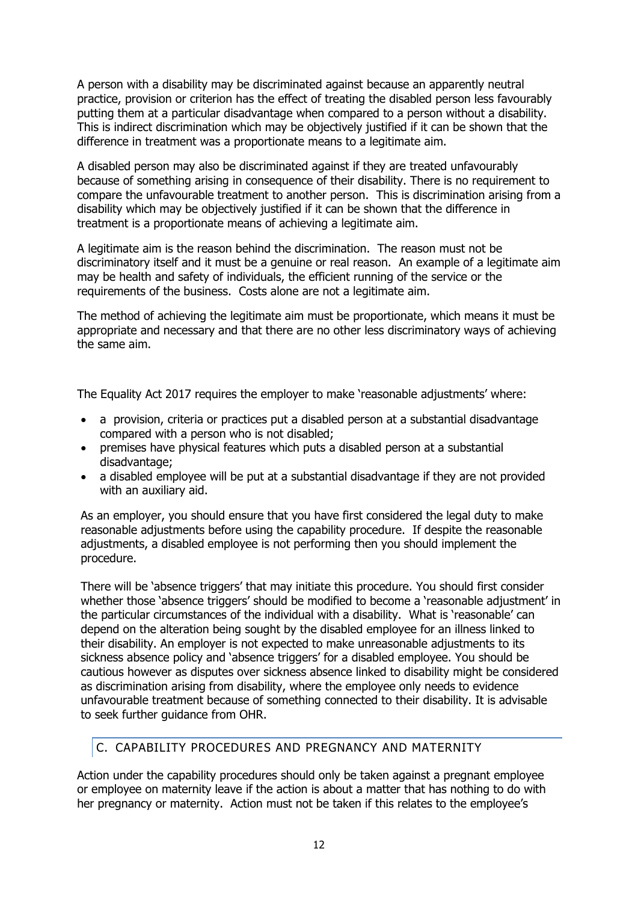A person with a disability may be discriminated against because an apparently neutral practice, provision or criterion has the effect of treating the disabled person less favourably putting them at a particular disadvantage when compared to a person without a disability. This is indirect discrimination which may be objectively justified if it can be shown that the difference in treatment was a proportionate means to a legitimate aim.

A disabled person may also be discriminated against if they are treated unfavourably because of something arising in consequence of their disability. There is no requirement to compare the unfavourable treatment to another person. This is discrimination arising from a disability which may be objectively justified if it can be shown that the difference in treatment is a proportionate means of achieving a legitimate aim.

A legitimate aim is the reason behind the discrimination. The reason must not be discriminatory itself and it must be a genuine or real reason. An example of a legitimate aim may be health and safety of individuals, the efficient running of the service or the requirements of the business. Costs alone are not a legitimate aim.

The method of achieving the legitimate aim must be proportionate, which means it must be appropriate and necessary and that there are no other less discriminatory ways of achieving the same aim.

The Equality Act 2017 requires the employer to make 'reasonable adjustments' where:

- a provision, criteria or practices put a disabled person at a substantial disadvantage compared with a person who is not disabled;
- premises have physical features which puts a disabled person at a substantial disadvantage;
- a disabled employee will be put at a substantial disadvantage if they are not provided with an auxiliary aid.

As an employer, you should ensure that you have first considered the legal duty to make reasonable adjustments before using the capability procedure. If despite the reasonable adjustments, a disabled employee is not performing then you should implement the procedure.

There will be 'absence triggers' that may initiate this procedure. You should first consider whether those 'absence triggers' should be modified to become a 'reasonable adjustment' in the particular circumstances of the individual with a disability. What is 'reasonable' can depend on the alteration being sought by the disabled employee for an illness linked to their disability. An employer is not expected to make unreasonable adjustments to its sickness absence policy and 'absence triggers' for a disabled employee. You should be cautious however as disputes over sickness absence linked to disability might be considered as discrimination arising from disability, where the employee only needs to evidence unfavourable treatment because of something connected to their disability. It is advisable to seek further guidance from OHR.

## C. CAPABILITY PROCEDURES AND PREGNANCY AND MATERNITY

Action under the capability procedures should only be taken against a pregnant employee or employee on maternity leave if the action is about a matter that has nothing to do with her pregnancy or maternity. Action must not be taken if this relates to the employee's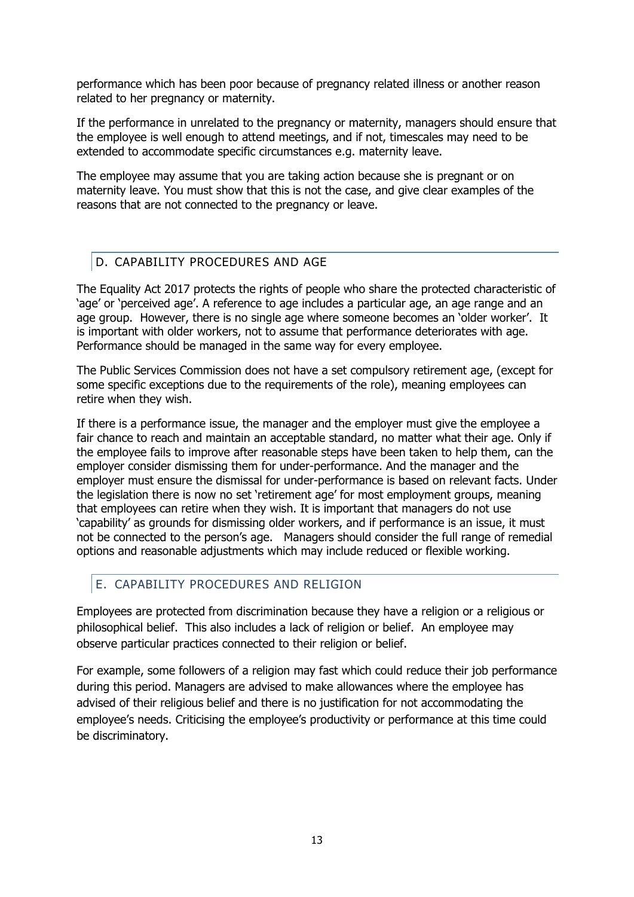performance which has been poor because of pregnancy related illness or another reason related to her pregnancy or maternity.

If the performance in unrelated to the pregnancy or maternity, managers should ensure that the employee is well enough to attend meetings, and if not, timescales may need to be extended to accommodate specific circumstances e.g. maternity leave.

The employee may assume that you are taking action because she is pregnant or on maternity leave. You must show that this is not the case, and give clear examples of the reasons that are not connected to the pregnancy or leave.

## D. CAPABILITY PROCEDURES AND AGE

The Equality Act 2017 protects the rights of people who share the protected characteristic of 'age' or 'perceived age'. A reference to age includes a particular age, an age range and an age group. However, there is no single age where someone becomes an 'older worker'. It is important with older workers, not to assume that performance deteriorates with age. Performance should be managed in the same way for every employee.

The Public Services Commission does not have a set compulsory retirement age, (except for some specific exceptions due to the requirements of the role), meaning employees can retire when they wish.

If there is a performance issue, the manager and the employer must give the employee a fair chance to reach and maintain an acceptable standard, no matter what their age. Only if the employee fails to improve after reasonable steps have been taken to help them, can the employer consider dismissing them for under-performance. And the manager and the employer must ensure the dismissal for under-performance is based on relevant facts. Under the legislation there is now no set 'retirement age' for most employment groups, meaning that employees can retire when they wish. It is important that managers do not use 'capability' as grounds for dismissing older workers, and if performance is an issue, it must not be connected to the person's age. Managers should consider the full range of remedial options and reasonable adjustments which may include reduced or flexible working.

## E. CAPABILITY PROCEDURES AND RELIGION

Employees are protected from discrimination because they have a religion or a religious or philosophical belief. This also includes a lack of religion or belief. An employee may observe particular practices connected to their religion or belief.

For example, some followers of a religion may fast which could reduce their job performance during this period. Managers are advised to make allowances where the employee has advised of their religious belief and there is no justification for not accommodating the employee's needs. Criticising the employee's productivity or performance at this time could be discriminatory.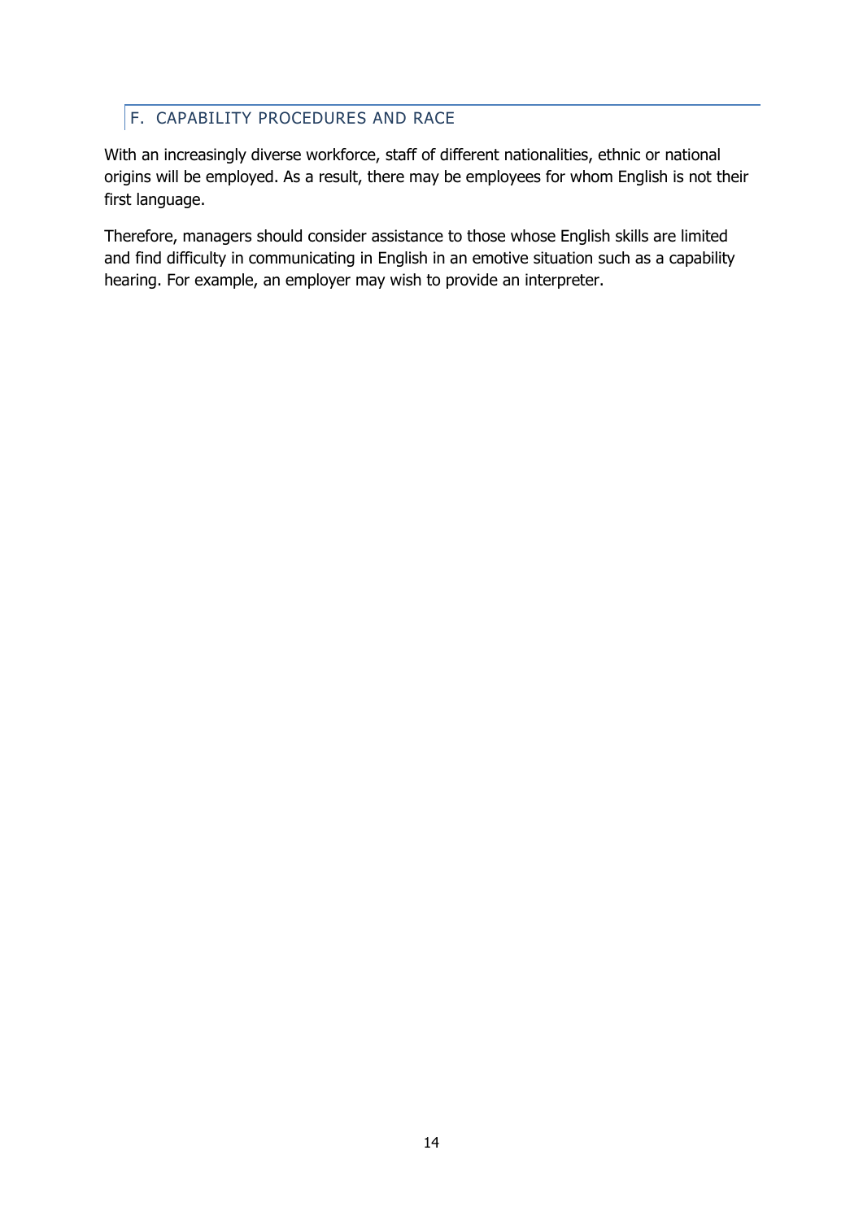## F. CAPABILITY PROCEDURES AND RACE

With an increasingly diverse workforce, staff of different nationalities, ethnic or national origins will be employed. As a result, there may be employees for whom English is not their first language.

Therefore, managers should consider assistance to those whose English skills are limited and find difficulty in communicating in English in an emotive situation such as a capability hearing. For example, an employer may wish to provide an interpreter.